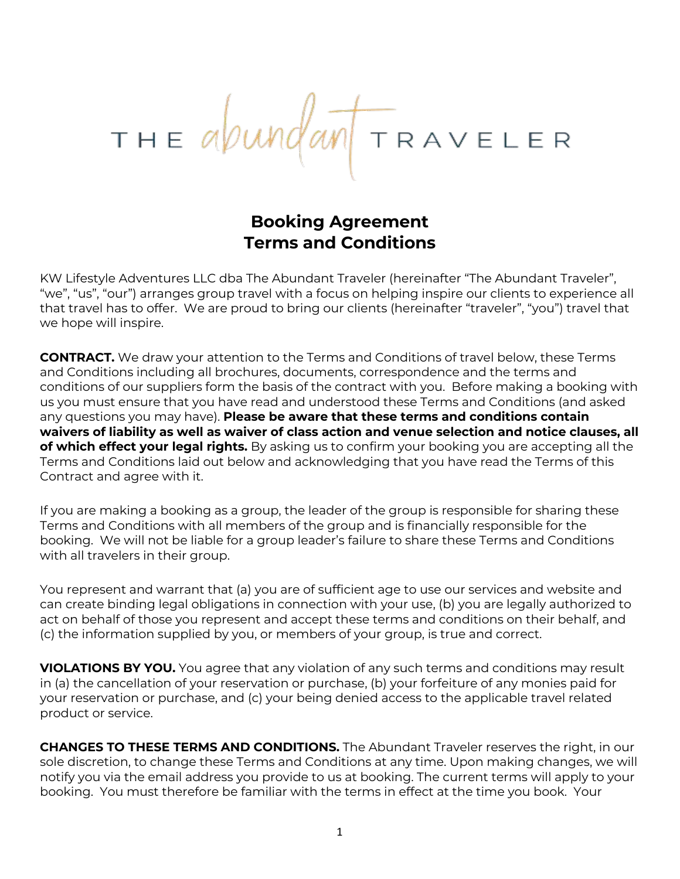THE abundant TRAVELER

# Booking Agreement
# Terms and Conditions

KW Lifestyle Adventures LLC dba The Abundant Traveler (hereinafter "The Abundant Traveler", "we", "us", "our") arranges group travel with a focus on helping inspire our clients to experience all that travel has to offer. We are proud to bring our clients (hereinafter "traveler", "you") travel that we hope will inspire.

**CONTRACT.** We draw your attention to the Terms and Conditions of travel below, these Terms and Conditions including all brochures, documents, correspondence and the terms and conditions of our suppliers form the basis of the contract with you. Before making a booking with us you must ensure that you have read and understood these Terms and Conditions (and asked any questions you may have). **Please be aware that these terms and conditions contain waivers of liability as well as waiver of class action and venue selection and notice clauses, all of which effect your legal rights.** By asking us to confirm your booking you are accepting all the Terms and Conditions laid out below and acknowledging that you have read the Terms of this Contract and agree with it.

If you are making a booking as a group, the leader of the group is responsible for sharing these Terms and Conditions with all members of the group and is financially responsible for the booking. We will not be liable for a group leader's failure to share these Terms and Conditions with all travelers in their group.

You represent and warrant that (a) you are of sufficient age to use our services and website and can create binding legal obligations in connection with your use, (b) you are legally authorized to act on behalf of those you represent and accept these terms and conditions on their behalf, and (c) the information supplied by you, or members of your group, is true and correct.

**VIOLATIONS BY YOU.** You agree that any violation of any such terms and conditions may result in (a) the cancellation of your reservation or purchase, (b) your forfeiture of any monies paid for your reservation or purchase, and (c) your being denied access to the applicable travel related product or service.

**CHANGES TO THESE TERMS AND CONDITIONS.** The Abundant Traveler reserves the right, in our sole discretion, to change these Terms and Conditions at any time. Upon making changes, we will notify you via the email address you provide to us at booking. The current terms will apply to your booking. You must therefore be familiar with the terms in effect at the time you book. Your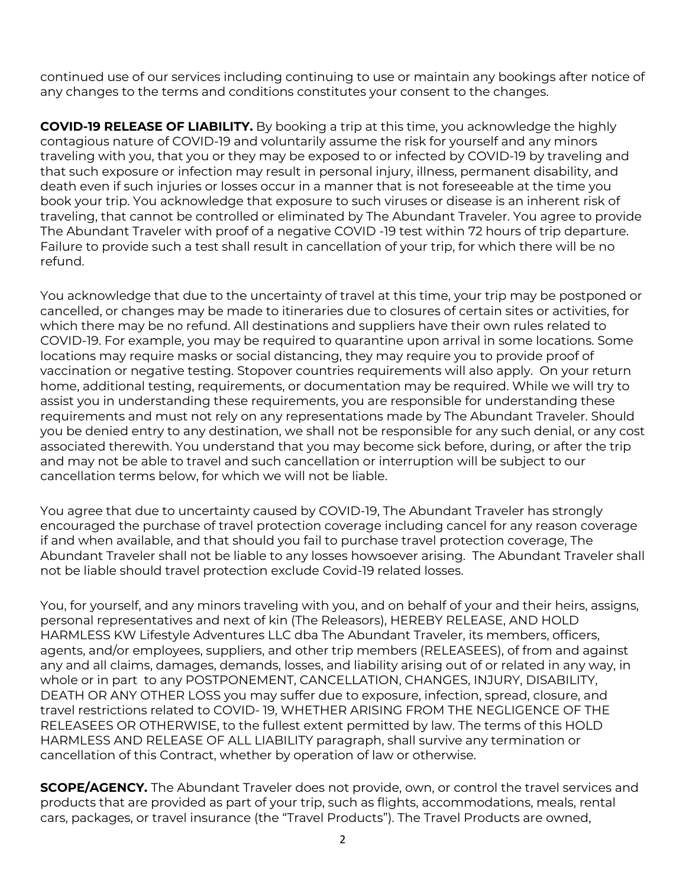continued use of our services including continuing to use or maintain any bookings after notice of any changes to the terms and conditions constitutes your consent to the changes.

**COVID-19 RELEASE OF LIABILITY.** By booking a trip at this time, you acknowledge the highly contagious nature of COVID-19 and voluntarily assume the risk for yourself and any minors traveling with you, that you or they may be exposed to or infected by COVID-19 by traveling and that such exposure or infection may result in personal injury, illness, permanent disability, and death even if such injuries or losses occur in a manner that is not foreseeable at the time you book your trip. You acknowledge that exposure to such viruses or disease is an inherent risk of traveling, that cannot be controlled or eliminated by The Abundant Traveler. You agree to provide The Abundant Traveler with proof of a negative COVID -19 test within 72 hours of trip departure. Failure to provide such a test shall result in cancellation of your trip, for which there will be no refund.

You acknowledge that due to the uncertainty of travel at this time, your trip may be postponed or cancelled, or changes may be made to itineraries due to closures of certain sites or activities, for which there may be no refund. All destinations and suppliers have their own rules related to COVID-19. For example, you may be required to quarantine upon arrival in some locations. Some locations may require masks or social distancing, they may require you to provide proof of vaccination or negative testing. Stopover countries requirements will also apply. On your return home, additional testing, requirements, or documentation may be required. While we will try to assist you in understanding these requirements, you are responsible for understanding these requirements and must not rely on any representations made by The Abundant Traveler. Should you be denied entry to any destination, we shall not be responsible for any such denial, or any cost associated therewith. You understand that you may become sick before, during, or after the trip and may not be able to travel and such cancellation or interruption will be subject to our cancellation terms below, for which we will not be liable.

You agree that due to uncertainty caused by COVID-19, The Abundant Traveler has strongly encouraged the purchase of travel protection coverage including cancel for any reason coverage if and when available, and that should you fail to purchase travel protection coverage, The Abundant Traveler shall not be liable to any losses howsoever arising. The Abundant Traveler shall not be liable should travel protection exclude Covid-19 related losses.

You, for yourself, and any minors traveling with you, and on behalf of your and their heirs, assigns, personal representatives and next of kin (The Releasors), HEREBY RELEASE, AND HOLD HARMLESS KW Lifestyle Adventures LLC dba The Abundant Traveler, its members, officers, agents, and/or employees, suppliers, and other trip members (RELEASEES), of from and against any and all claims, damages, demands, losses, and liability arising out of or related in any way, in whole or in part to any POSTPONEMENT, CANCELLATION, CHANGES, INJURY, DISABILITY, DEATH OR ANY OTHER LOSS you may suffer due to exposure, infection, spread, closure, and travel restrictions related to COVID- 19, WHETHER ARISING FROM THE NEGLIGENCE OF THE RELEASEES OR OTHERWISE, to the fullest extent permitted by law. The terms of this HOLD HARMLESS AND RELEASE OF ALL LIABILITY paragraph, shall survive any termination or cancellation of this Contract, whether by operation of law or otherwise.

**SCOPE/AGENCY.** The Abundant Traveler does not provide, own, or control the travel services and products that are provided as part of your trip, such as flights, accommodations, meals, rental cars, packages, or travel insurance (the "Travel Products"). The Travel Products are owned,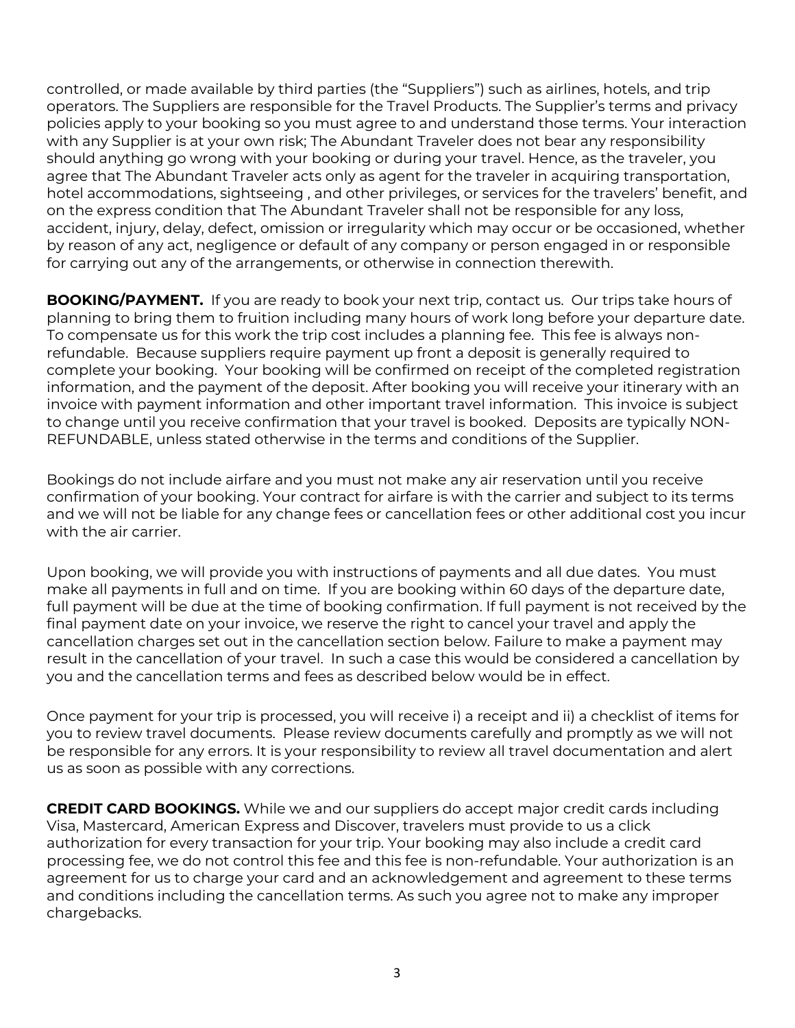controlled, or made available by third parties (the "Suppliers") such as airlines, hotels, and trip operators. The Suppliers are responsible for the Travel Products. The Supplier's terms and privacy policies apply to your booking so you must agree to and understand those terms. Your interaction with any Supplier is at your own risk; The Abundant Traveler does not bear any responsibility should anything go wrong with your booking or during your travel. Hence, as the traveler, you agree that The Abundant Traveler acts only as agent for the traveler in acquiring transportation, hotel accommodations, sightseeing , and other privileges, or services for the travelers' benefit, and on the express condition that The Abundant Traveler shall not be responsible for any loss, accident, injury, delay, defect, omission or irregularity which may occur or be occasioned, whether by reason of any act, negligence or default of any company or person engaged in or responsible for carrying out any of the arrangements, or otherwise in connection therewith.

**BOOKING/PAYMENT.** If you are ready to book your next trip, contact us. Our trips take hours of planning to bring them to fruition including many hours of work long before your departure date. To compensate us for this work the trip cost includes a planning fee. This fee is always non-refundable. Because suppliers require payment up front a deposit is generally required to complete your booking. Your booking will be confirmed on receipt of the completed registration information, and the payment of the deposit. After booking you will receive your itinerary with an invoice with payment information and other important travel information. This invoice is subject to change until you receive confirmation that your travel is booked. Deposits are typically NON-REFUNDABLE, unless stated otherwise in the terms and conditions of the Supplier.

Bookings do not include airfare and you must not make any air reservation until you receive confirmation of your booking. Your contract for airfare is with the carrier and subject to its terms and we will not be liable for any change fees or cancellation fees or other additional cost you incur with the air carrier.

Upon booking, we will provide you with instructions of payments and all due dates. You must make all payments in full and on time. If you are booking within 60 days of the departure date, full payment will be due at the time of booking confirmation. If full payment is not received by the final payment date on your invoice, we reserve the right to cancel your travel and apply the cancellation charges set out in the cancellation section below. Failure to make a payment may result in the cancellation of your travel. In such a case this would be considered a cancellation by you and the cancellation terms and fees as described below would be in effect.

Once payment for your trip is processed, you will receive i) a receipt and ii) a checklist of items for you to review travel documents. Please review documents carefully and promptly as we will not be responsible for any errors. It is your responsibility to review all travel documentation and alert us as soon as possible with any corrections.

**CREDIT CARD BOOKINGS.** While we and our suppliers do accept major credit cards including Visa, Mastercard, American Express and Discover, travelers must provide to us a click authorization for every transaction for your trip. Your booking may also include a credit card processing fee, we do not control this fee and this fee is non-refundable. Your authorization is an agreement for us to charge your card and an acknowledgement and agreement to these terms and conditions including the cancellation terms. As such you agree not to make any improper chargebacks.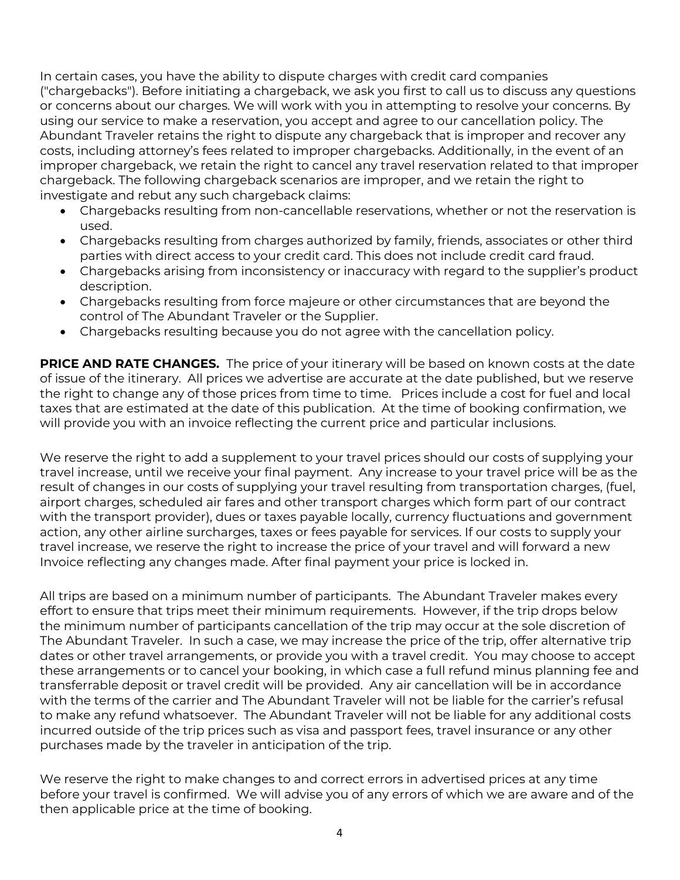In certain cases, you have the ability to dispute charges with credit card companies ("chargebacks"). Before initiating a chargeback, we ask you first to call us to discuss any questions or concerns about our charges. We will work with you in attempting to resolve your concerns. By using our service to make a reservation, you accept and agree to our cancellation policy. The Abundant Traveler retains the right to dispute any chargeback that is improper and recover any costs, including attorney's fees related to improper chargebacks. Additionally, in the event of an improper chargeback, we retain the right to cancel any travel reservation related to that improper chargeback. The following chargeback scenarios are improper, and we retain the right to investigate and rebut any such chargeback claims:

- Chargebacks resulting from non-cancellable reservations, whether or not the reservation is used.
- Chargebacks resulting from charges authorized by family, friends, associates or other third parties with direct access to your credit card. This does not include credit card fraud.
- Chargebacks arising from inconsistency or inaccuracy with regard to the supplier's product description.
- Chargebacks resulting from force majeure or other circumstances that are beyond the control of The Abundant Traveler or the Supplier.
- Chargebacks resulting because you do not agree with the cancellation policy.

**PRICE AND RATE CHANGES.** The price of your itinerary will be based on known costs at the date of issue of the itinerary. All prices we advertise are accurate at the date published, but we reserve the right to change any of those prices from time to time. Prices include a cost for fuel and local taxes that are estimated at the date of this publication. At the time of booking confirmation, we will provide you with an invoice reflecting the current price and particular inclusions.

We reserve the right to add a supplement to your travel prices should our costs of supplying your travel increase, until we receive your final payment. Any increase to your travel price will be as the result of changes in our costs of supplying your travel resulting from transportation charges, (fuel, airport charges, scheduled air fares and other transport charges which form part of our contract with the transport provider), dues or taxes payable locally, currency fluctuations and government action, any other airline surcharges, taxes or fees payable for services. If our costs to supply your travel increase, we reserve the right to increase the price of your travel and will forward a new Invoice reflecting any changes made. After final payment your price is locked in.

All trips are based on a minimum number of participants. The Abundant Traveler makes every effort to ensure that trips meet their minimum requirements. However, if the trip drops below the minimum number of participants cancellation of the trip may occur at the sole discretion of The Abundant Traveler. In such a case, we may increase the price of the trip, offer alternative trip dates or other travel arrangements, or provide you with a travel credit. You may choose to accept these arrangements or to cancel your booking, in which case a full refund minus planning fee and transferrable deposit or travel credit will be provided. Any air cancellation will be in accordance with the terms of the carrier and The Abundant Traveler will not be liable for the carrier's refusal to make any refund whatsoever. The Abundant Traveler will not be liable for any additional costs incurred outside of the trip prices such as visa and passport fees, travel insurance or any other purchases made by the traveler in anticipation of the trip.

We reserve the right to make changes to and correct errors in advertised prices at any time before your travel is confirmed. We will advise you of any errors of which we are aware and of the then applicable price at the time of booking.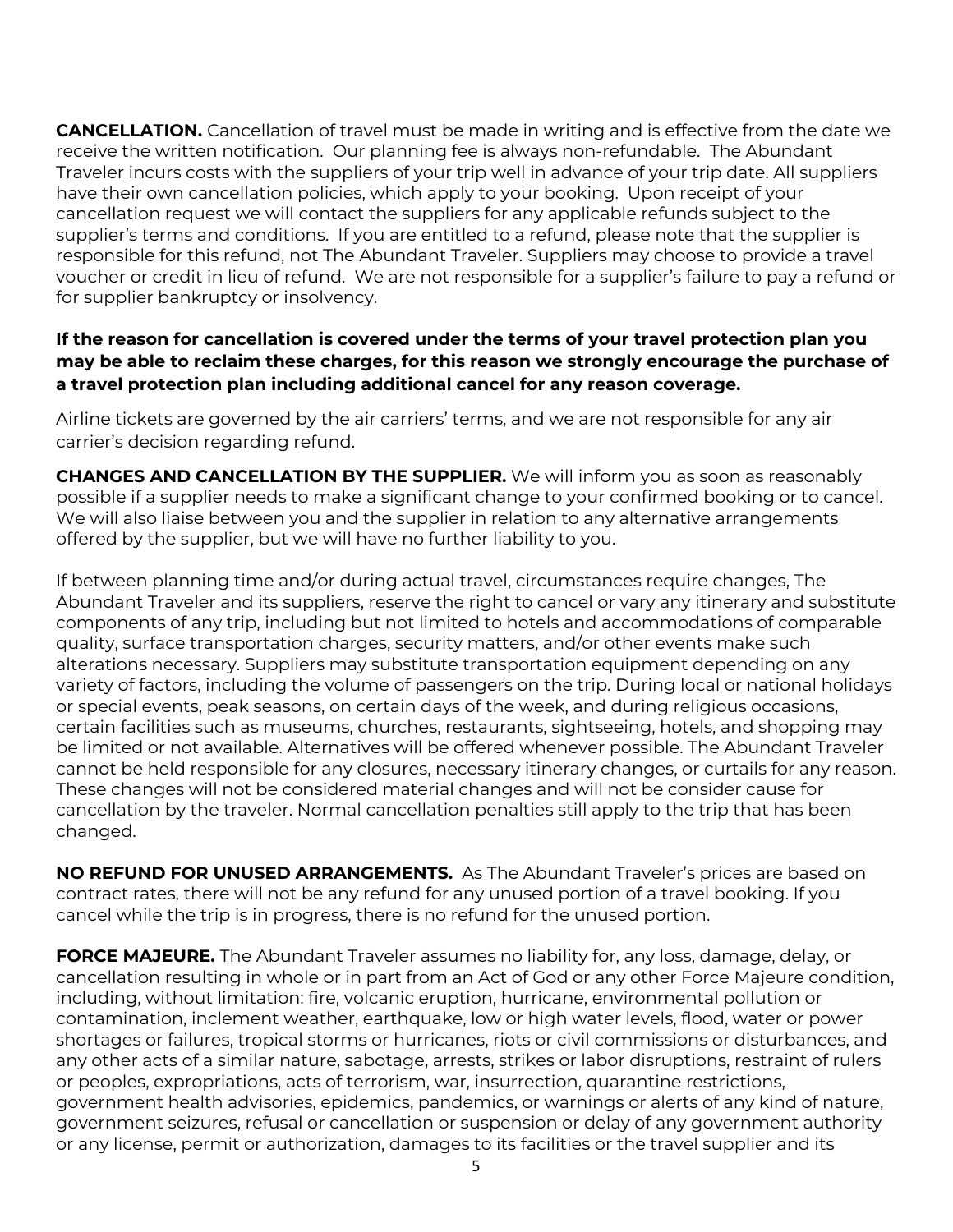**CANCELLATION.** Cancellation of travel must be made in writing and is effective from the date we receive the written notification. Our planning fee is always non-refundable. The Abundant Traveler incurs costs with the suppliers of your trip well in advance of your trip date. All suppliers have their own cancellation policies, which apply to your booking. Upon receipt of your cancellation request we will contact the suppliers for any applicable refunds subject to the supplier's terms and conditions. If you are entitled to a refund, please note that the supplier is responsible for this refund, not The Abundant Traveler. Suppliers may choose to provide a travel voucher or credit in lieu of refund. We are not responsible for a supplier's failure to pay a refund or for supplier bankruptcy or insolvency.

**If the reason for cancellation is covered under the terms of your travel protection plan you may be able to reclaim these charges, for this reason we strongly encourage the purchase of a travel protection plan including additional cancel for any reason coverage.**

Airline tickets are governed by the air carriers' terms, and we are not responsible for any air carrier's decision regarding refund.

**CHANGES AND CANCELLATION BY THE SUPPLIER.** We will inform you as soon as reasonably possible if a supplier needs to make a significant change to your confirmed booking or to cancel. We will also liaise between you and the supplier in relation to any alternative arrangements offered by the supplier, but we will have no further liability to you.

If between planning time and/or during actual travel, circumstances require changes, The Abundant Traveler and its suppliers, reserve the right to cancel or vary any itinerary and substitute components of any trip, including but not limited to hotels and accommodations of comparable quality, surface transportation charges, security matters, and/or other events make such alterations necessary. Suppliers may substitute transportation equipment depending on any variety of factors, including the volume of passengers on the trip. During local or national holidays or special events, peak seasons, on certain days of the week, and during religious occasions, certain facilities such as museums, churches, restaurants, sightseeing, hotels, and shopping may be limited or not available. Alternatives will be offered whenever possible. The Abundant Traveler cannot be held responsible for any closures, necessary itinerary changes, or curtails for any reason. These changes will not be considered material changes and will not be consider cause for cancellation by the traveler. Normal cancellation penalties still apply to the trip that has been changed.

**NO REFUND FOR UNUSED ARRANGEMENTS.** As The Abundant Traveler's prices are based on contract rates, there will not be any refund for any unused portion of a travel booking. If you cancel while the trip is in progress, there is no refund for the unused portion.

**FORCE MAJEURE.** The Abundant Traveler assumes no liability for, any loss, damage, delay, or cancellation resulting in whole or in part from an Act of God or any other Force Majeure condition, including, without limitation: fire, volcanic eruption, hurricane, environmental pollution or contamination, inclement weather, earthquake, low or high water levels, flood, water or power shortages or failures, tropical storms or hurricanes, riots or civil commissions or disturbances, and any other acts of a similar nature, sabotage, arrests, strikes or labor disruptions, restraint of rulers or peoples, expropriations, acts of terrorism, war, insurrection, quarantine restrictions, government health advisories, epidemics, pandemics, or warnings or alerts of any kind of nature, government seizures, refusal or cancellation or suspension or delay of any government authority or any license, permit or authorization, damages to its facilities or the travel supplier and its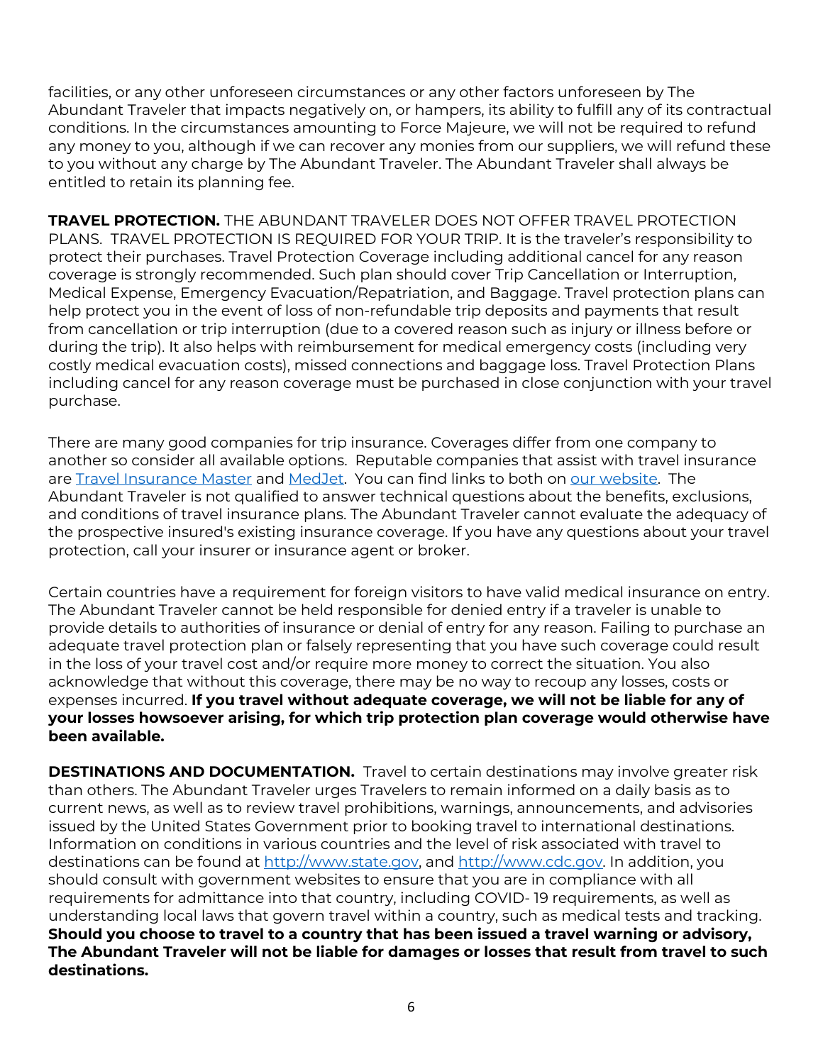facilities, or any other unforeseen circumstances or any other factors unforeseen by The Abundant Traveler that impacts negatively on, or hampers, its ability to fulfill any of its contractual conditions. In the circumstances amounting to Force Majeure, we will not be required to refund any money to you, although if we can recover any monies from our suppliers, we will refund these to you without any charge by The Abundant Traveler. The Abundant Traveler shall always be entitled to retain its planning fee.

**TRAVEL PROTECTION.** THE ABUNDANT TRAVELER DOES NOT OFFER TRAVEL PROTECTION PLANS. TRAVEL PROTECTION IS REQUIRED FOR YOUR TRIP. It is the traveler's responsibility to protect their purchases. Travel Protection Coverage including additional cancel for any reason coverage is strongly recommended. Such plan should cover Trip Cancellation or Interruption, Medical Expense, Emergency Evacuation/Repatriation, and Baggage. Travel protection plans can help protect you in the event of loss of non-refundable trip deposits and payments that result from cancellation or trip interruption (due to a covered reason such as injury or illness before or during the trip). It also helps with reimbursement for medical emergency costs (including very costly medical evacuation costs), missed connections and baggage loss. Travel Protection Plans including cancel for any reason coverage must be purchased in close conjunction with your travel purchase.

There are many good companies for trip insurance. Coverages differ from one company to another so consider all available options. Reputable companies that assist with travel insurance are Travel Insurance Master and MedJet. You can find links to both on our website. The Abundant Traveler is not qualified to answer technical questions about the benefits, exclusions, and conditions of travel insurance plans. The Abundant Traveler cannot evaluate the adequacy of the prospective insured's existing insurance coverage. If you have any questions about your travel protection, call your insurer or insurance agent or broker.

Certain countries have a requirement for foreign visitors to have valid medical insurance on entry. The Abundant Traveler cannot be held responsible for denied entry if a traveler is unable to provide details to authorities of insurance or denial of entry for any reason. Failing to purchase an adequate travel protection plan or falsely representing that you have such coverage could result in the loss of your travel cost and/or require more money to correct the situation. You also acknowledge that without this coverage, there may be no way to recoup any losses, costs or expenses incurred. **If you travel without adequate coverage, we will not be liable for any of your losses howsoever arising, for which trip protection plan coverage would otherwise have been available.**

**DESTINATIONS AND DOCUMENTATION.** Travel to certain destinations may involve greater risk than others. The Abundant Traveler urges Travelers to remain informed on a daily basis as to current news, as well as to review travel prohibitions, warnings, announcements, and advisories issued by the United States Government prior to booking travel to international destinations. Information on conditions in various countries and the level of risk associated with travel to destinations can be found at http://www.state.gov, and http://www.cdc.gov. In addition, you should consult with government websites to ensure that you are in compliance with all requirements for admittance into that country, including COVID- 19 requirements, as well as understanding local laws that govern travel within a country, such as medical tests and tracking. **Should you choose to travel to a country that has been issued a travel warning or advisory, The Abundant Traveler will not be liable for damages or losses that result from travel to such destinations.**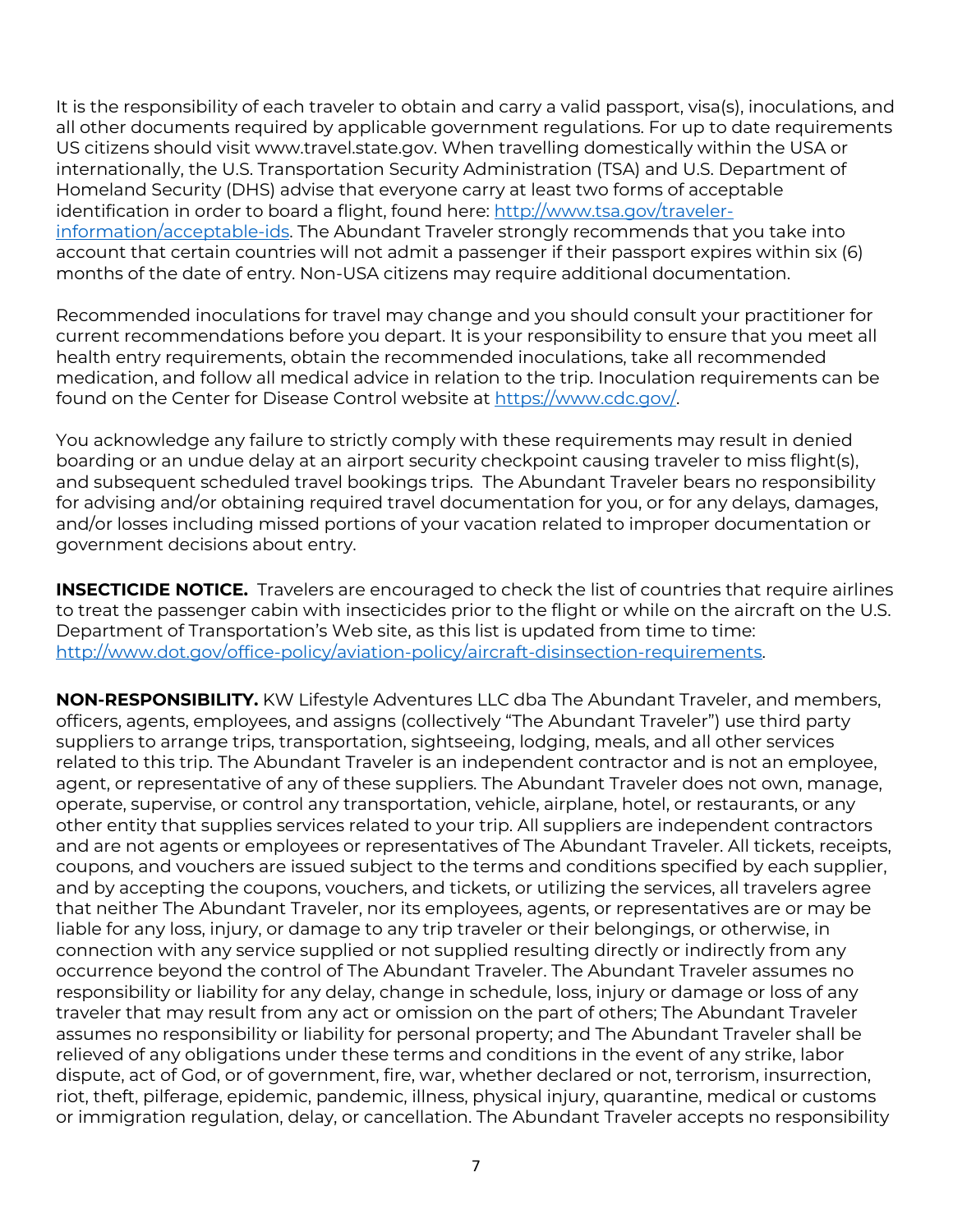It is the responsibility of each traveler to obtain and carry a valid passport, visa(s), inoculations, and all other documents required by applicable government regulations. For up to date requirements US citizens should visit www.travel.state.gov. When travelling domestically within the USA or internationally, the U.S. Transportation Security Administration (TSA) and U.S. Department of Homeland Security (DHS) advise that everyone carry at least two forms of acceptable identification in order to board a flight, found here: [http://www.tsa.gov/traveler-information/acceptable-ids](http://www.tsa.gov/traveler-information/acceptable-ids). The Abundant Traveler strongly recommends that you take into account that certain countries will not admit a passenger if their passport expires within six (6) months of the date of entry. Non-USA citizens may require additional documentation.

Recommended inoculations for travel may change and you should consult your practitioner for current recommendations before you depart. It is your responsibility to ensure that you meet all health entry requirements, obtain the recommended inoculations, take all recommended medication, and follow all medical advice in relation to the trip. Inoculation requirements can be found on the Center for Disease Control website at [https://www.cdc.gov/](https://www.cdc.gov/).

You acknowledge any failure to strictly comply with these requirements may result in denied boarding or an undue delay at an airport security checkpoint causing traveler to miss flight(s), and subsequent scheduled travel bookings trips. The Abundant Traveler bears no responsibility for advising and/or obtaining required travel documentation for you, or for any delays, damages, and/or losses including missed portions of your vacation related to improper documentation or government decisions about entry.

**INSECTICIDE NOTICE.** Travelers are encouraged to check the list of countries that require airlines to treat the passenger cabin with insecticides prior to the flight or while on the aircraft on the U.S. Department of Transportation's Web site, as this list is updated from time to time: [http://www.dot.gov/office-policy/aviation-policy/aircraft-disinsection-requirements](http://www.dot.gov/office-policy/aviation-policy/aircraft-disinsection-requirements).

**NON-RESPONSIBILITY.** KW Lifestyle Adventures LLC dba The Abundant Traveler, and members, officers, agents, employees, and assigns (collectively "The Abundant Traveler") use third party suppliers to arrange trips, transportation, sightseeing, lodging, meals, and all other services related to this trip. The Abundant Traveler is an independent contractor and is not an employee, agent, or representative of any of these suppliers. The Abundant Traveler does not own, manage, operate, supervise, or control any transportation, vehicle, airplane, hotel, or restaurants, or any other entity that supplies services related to your trip. All suppliers are independent contractors and are not agents or employees or representatives of The Abundant Traveler. All tickets, receipts, coupons, and vouchers are issued subject to the terms and conditions specified by each supplier, and by accepting the coupons, vouchers, and tickets, or utilizing the services, all travelers agree that neither The Abundant Traveler, nor its employees, agents, or representatives are or may be liable for any loss, injury, or damage to any trip traveler or their belongings, or otherwise, in connection with any service supplied or not supplied resulting directly or indirectly from any occurrence beyond the control of The Abundant Traveler. The Abundant Traveler assumes no responsibility or liability for any delay, change in schedule, loss, injury or damage or loss of any traveler that may result from any act or omission on the part of others; The Abundant Traveler assumes no responsibility or liability for personal property; and The Abundant Traveler shall be relieved of any obligations under these terms and conditions in the event of any strike, labor dispute, act of God, or of government, fire, war, whether declared or not, terrorism, insurrection, riot, theft, pilferage, epidemic, pandemic, illness, physical injury, quarantine, medical or customs or immigration regulation, delay, or cancellation. The Abundant Traveler accepts no responsibility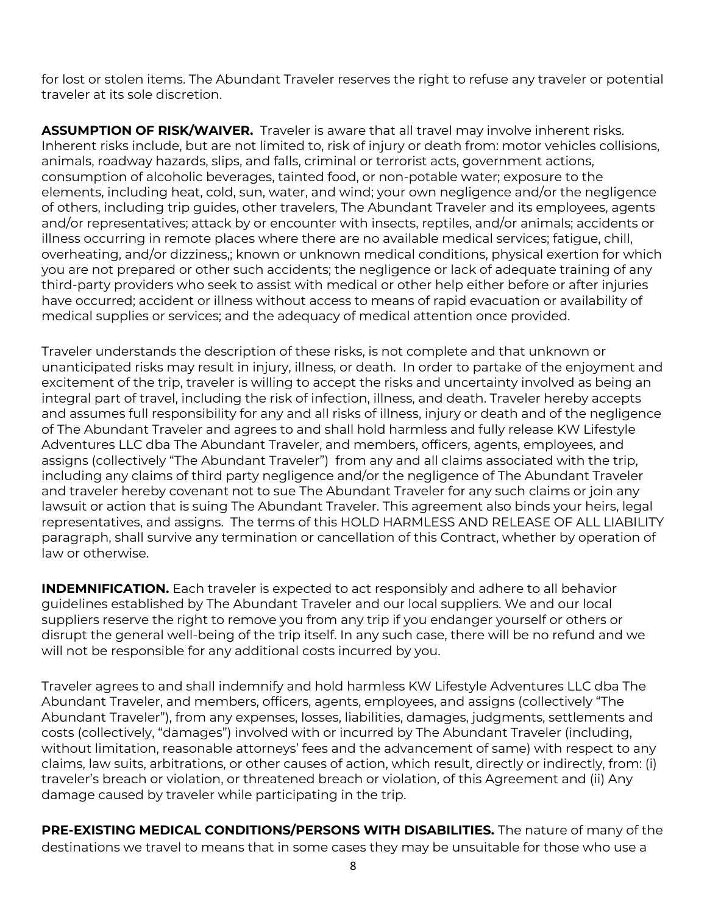for lost or stolen items. The Abundant Traveler reserves the right to refuse any traveler or potential traveler at its sole discretion.

**ASSUMPTION OF RISK/WAIVER.** Traveler is aware that all travel may involve inherent risks. Inherent risks include, but are not limited to, risk of injury or death from: motor vehicles collisions, animals, roadway hazards, slips, and falls, criminal or terrorist acts, government actions, consumption of alcoholic beverages, tainted food, or non-potable water; exposure to the elements, including heat, cold, sun, water, and wind; your own negligence and/or the negligence of others, including trip guides, other travelers, The Abundant Traveler and its employees, agents and/or representatives; attack by or encounter with insects, reptiles, and/or animals; accidents or illness occurring in remote places where there are no available medical services; fatigue, chill, overheating, and/or dizziness,; known or unknown medical conditions, physical exertion for which you are not prepared or other such accidents; the negligence or lack of adequate training of any third-party providers who seek to assist with medical or other help either before or after injuries have occurred; accident or illness without access to means of rapid evacuation or availability of medical supplies or services; and the adequacy of medical attention once provided.

Traveler understands the description of these risks, is not complete and that unknown or unanticipated risks may result in injury, illness, or death. In order to partake of the enjoyment and excitement of the trip, traveler is willing to accept the risks and uncertainty involved as being an integral part of travel, including the risk of infection, illness, and death. Traveler hereby accepts and assumes full responsibility for any and all risks of illness, injury or death and of the negligence of The Abundant Traveler and agrees to and shall hold harmless and fully release KW Lifestyle Adventures LLC dba The Abundant Traveler, and members, officers, agents, employees, and assigns (collectively "The Abundant Traveler") from any and all claims associated with the trip, including any claims of third party negligence and/or the negligence of The Abundant Traveler and traveler hereby covenant not to sue The Abundant Traveler for any such claims or join any lawsuit or action that is suing The Abundant Traveler. This agreement also binds your heirs, legal representatives, and assigns. The terms of this HOLD HARMLESS AND RELEASE OF ALL LIABILITY paragraph, shall survive any termination or cancellation of this Contract, whether by operation of law or otherwise.

**INDEMNIFICATION.** Each traveler is expected to act responsibly and adhere to all behavior guidelines established by The Abundant Traveler and our local suppliers. We and our local suppliers reserve the right to remove you from any trip if you endanger yourself or others or disrupt the general well-being of the trip itself. In any such case, there will be no refund and we will not be responsible for any additional costs incurred by you.

Traveler agrees to and shall indemnify and hold harmless KW Lifestyle Adventures LLC dba The Abundant Traveler, and members, officers, agents, employees, and assigns (collectively "The Abundant Traveler"), from any expenses, losses, liabilities, damages, judgments, settlements and costs (collectively, "damages") involved with or incurred by The Abundant Traveler (including, without limitation, reasonable attorneys' fees and the advancement of same) with respect to any claims, law suits, arbitrations, or other causes of action, which result, directly or indirectly, from: (i) traveler's breach or violation, or threatened breach or violation, of this Agreement and (ii) Any damage caused by traveler while participating in the trip.

**PRE-EXISTING MEDICAL CONDITIONS/PERSONS WITH DISABILITIES.** The nature of many of the destinations we travel to means that in some cases they may be unsuitable for those who use a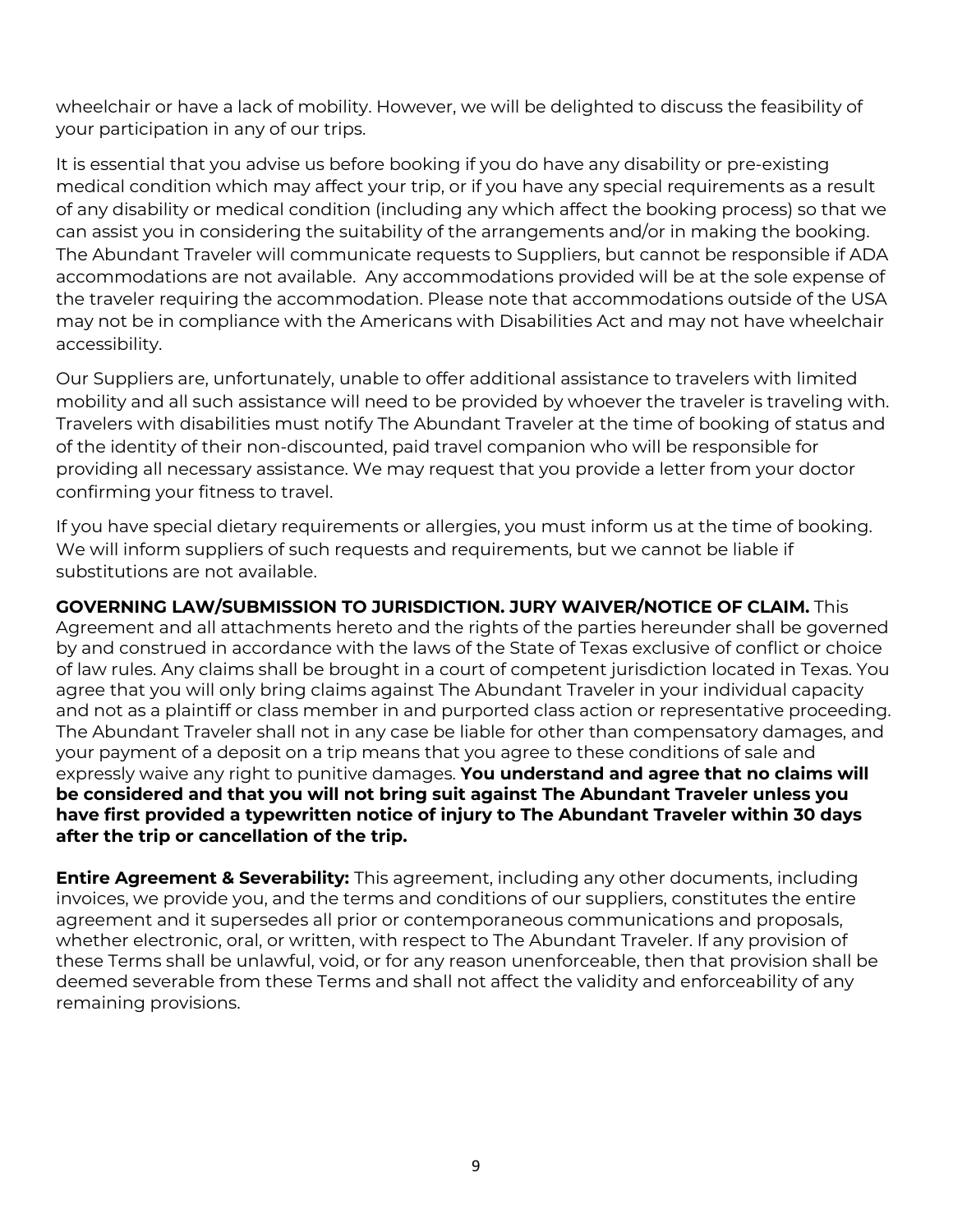wheelchair or have a lack of mobility. However, we will be delighted to discuss the feasibility of your participation in any of our trips.

It is essential that you advise us before booking if you do have any disability or pre-existing medical condition which may affect your trip, or if you have any special requirements as a result of any disability or medical condition (including any which affect the booking process) so that we can assist you in considering the suitability of the arrangements and/or in making the booking. The Abundant Traveler will communicate requests to Suppliers, but cannot be responsible if ADA accommodations are not available. Any accommodations provided will be at the sole expense of the traveler requiring the accommodation. Please note that accommodations outside of the USA may not be in compliance with the Americans with Disabilities Act and may not have wheelchair accessibility.

Our Suppliers are, unfortunately, unable to offer additional assistance to travelers with limited mobility and all such assistance will need to be provided by whoever the traveler is traveling with. Travelers with disabilities must notify The Abundant Traveler at the time of booking of status and of the identity of their non-discounted, paid travel companion who will be responsible for providing all necessary assistance. We may request that you provide a letter from your doctor confirming your fitness to travel.

If you have special dietary requirements or allergies, you must inform us at the time of booking. We will inform suppliers of such requests and requirements, but we cannot be liable if substitutions are not available.

**GOVERNING LAW/SUBMISSION TO JURISDICTION. JURY WAIVER/NOTICE OF CLAIM.** This Agreement and all attachments hereto and the rights of the parties hereunder shall be governed by and construed in accordance with the laws of the State of Texas exclusive of conflict or choice of law rules. Any claims shall be brought in a court of competent jurisdiction located in Texas. You agree that you will only bring claims against The Abundant Traveler in your individual capacity and not as a plaintiff or class member in and purported class action or representative proceeding. The Abundant Traveler shall not in any case be liable for other than compensatory damages, and your payment of a deposit on a trip means that you agree to these conditions of sale and expressly waive any right to punitive damages. **You understand and agree that no claims will be considered and that you will not bring suit against The Abundant Traveler unless you have first provided a typewritten notice of injury to The Abundant Traveler within 30 days after the trip or cancellation of the trip.**

**Entire Agreement & Severability:** This agreement, including any other documents, including invoices, we provide you, and the terms and conditions of our suppliers, constitutes the entire agreement and it supersedes all prior or contemporaneous communications and proposals, whether electronic, oral, or written, with respect to The Abundant Traveler. If any provision of these Terms shall be unlawful, void, or for any reason unenforceable, then that provision shall be deemed severable from these Terms and shall not affect the validity and enforceability of any remaining provisions.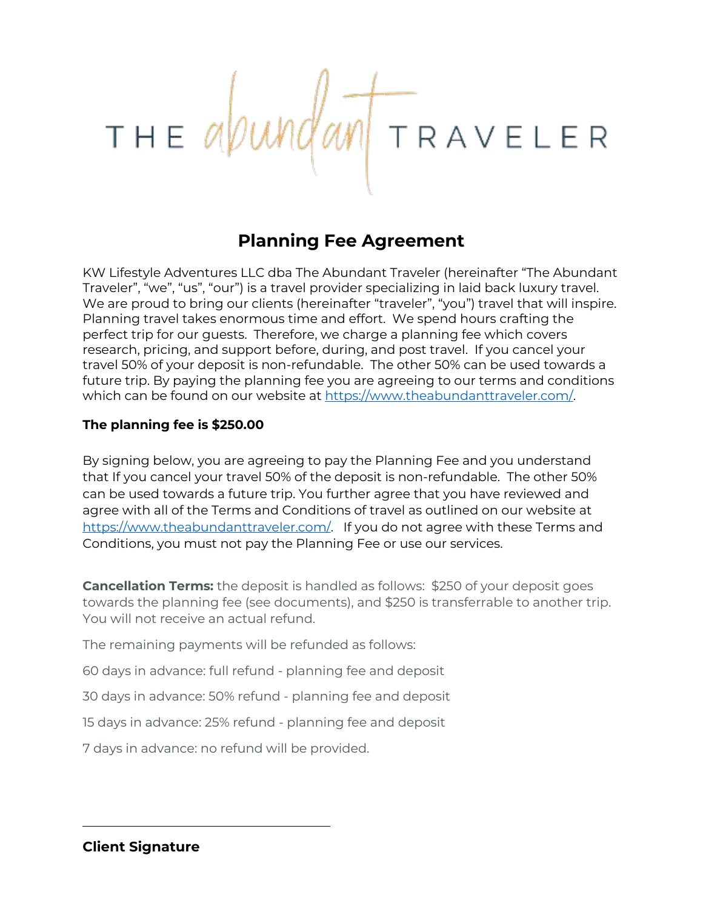THE abundant TRAVELER

## Planning Fee Agreement

KW Lifestyle Adventures LLC dba The Abundant Traveler (hereinafter "The Abundant Traveler", "we", "us", "our") is a travel provider specializing in laid back luxury travel. We are proud to bring our clients (hereinafter "traveler", "you") travel that will inspire. Planning travel takes enormous time and effort. We spend hours crafting the perfect trip for our guests. Therefore, we charge a planning fee which covers research, pricing, and support before, during, and post travel. If you cancel your travel 50% of your deposit is non-refundable. The other 50% can be used towards a future trip. By paying the planning fee you are agreeing to our terms and conditions which can be found on our website at [https://www.theabundanttraveler.com/](https://www.theabundanttraveler.com/).

**The planning fee is $250.00**

By signing below, you are agreeing to pay the Planning Fee and you understand that If you cancel your travel 50% of the deposit is non-refundable. The other 50% can be used towards a future trip. You further agree that you have reviewed and agree with all of the Terms and Conditions of travel as outlined on our website at [https://www.theabundanttraveler.com/](https://www.theabundanttraveler.com/). If you do not agree with these Terms and Conditions, you must not pay the Planning Fee or use our services.

**Cancellation Terms:** the deposit is handled as follows: $250 of your deposit goes towards the planning fee (see documents), and $250 is transferrable to another trip. You will not receive an actual refund.

The remaining payments will be refunded as follows:

60 days in advance: full refund - planning fee and deposit

30 days in advance: 50% refund - planning fee and deposit

15 days in advance: 25% refund - planning fee and deposit

7 days in advance: no refund will be provided.

\_\_\_\_\_\_\_\_\_\_\_\_\_\_\_\_\_\_\_\_\_\_\_\_\_\_\_\_\_\_\_\_\_\_\_\_\_\_\_\_

**Client Signature**